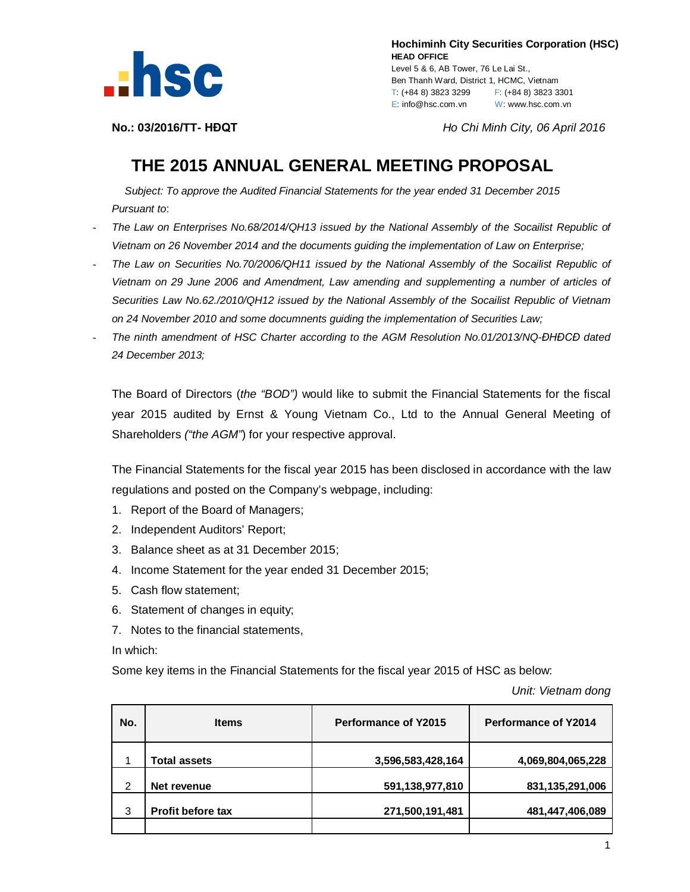**Hochiminh City Securities Corporation (HSC)**
**HEAD OFFICE**
Level 5 & 6, AB Tower, 76 Le Lai St.,
Ben Thanh Ward, District 1, HCMC, Vietnam
T: (+84 8) 3823 3299 F: (+84 8) 3823 3301
E: info@hsc.com.vn W: www.hsc.com.vn

**No.: 03/2016/TT- HĐQT** *Ho Chi Minh City, 06 April 2016*

# THE 2015 ANNUAL GENERAL MEETING PROPOSAL

*Subject: To approve the Audited Financial Statements for the year ended 31 December 2015*

*Pursuant to*:

- *The Law on Enterprises No.68/2014/QH13 issued by the National Assembly of the Socailist Republic of Vietnam on 26 November 2014 and the documents guiding the implementation of Law on Enterprise;*
- *The Law on Securities No.70/2006/QH11 issued by the National Assembly of the Socailist Republic of Vietnam on 29 June 2006 and Amendment, Law amending and supplementing a number of articles of Securities Law No.62./2010/QH12 issued by the National Assembly of the Socailist Republic of Vietnam on 24 November 2010 and some documnents guiding the implementation of Securities Law;*
- *The ninth amendment of HSC Charter according to the AGM Resolution No.01/2013/NQ-ĐHĐCĐ dated 24 December 2013;*

The Board of Directors (*the "BOD")* would like to submit the Financial Statements for the fiscal year 2015 audited by Ernst & Young Vietnam Co., Ltd to the Annual General Meeting of Shareholders *("the AGM"*) for your respective approval.

The Financial Statements for the fiscal year 2015 has been disclosed in accordance with the law regulations and posted on the Company's webpage, including:

1. Report of the Board of Managers;
2. Independent Auditors' Report;
3. Balance sheet as at 31 December 2015;
4. Income Statement for the year ended 31 December 2015;
5. Cash flow statement;
6. Statement of changes in equity;
7. Notes to the financial statements,

In which:

Some key items in the Financial Statements for the fiscal year 2015 of HSC as below:

*Unit: Vietnam dong*

| No. | Items | Performance of Y2015 | Performance of Y2014 |
|---|---|---|---|
| 1 | **Total assets** | **3,596,583,428,164** | **4,069,804,065,228** |
| 2 | **Net revenue** | **591,138,977,810** | **831,135,291,006** |
| 3 | **Profit before tax** | **271,500,191,481** | **481,447,406,089** |
| | | | |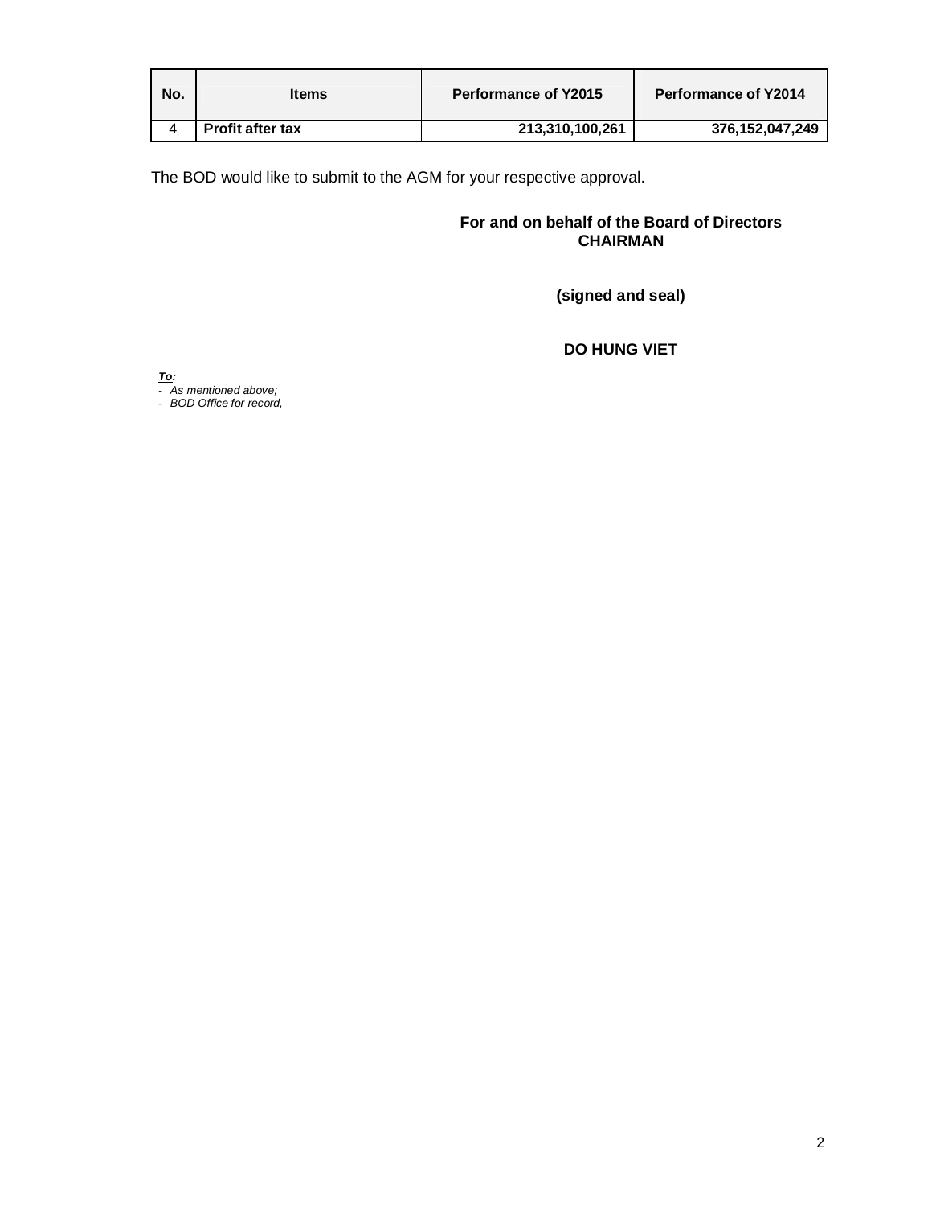| No. | Items | Performance of Y2015 | Performance of Y2014 |
|---|---|---|---|
| 4 | **Profit after tax** | **213,310,100,261** | **376,152,047,249** |

The BOD would like to submit to the AGM for your respective approval.

**For and on behalf of the Board of Directors**
**CHAIRMAN**

**(signed and seal)**

**DO HUNG VIET**

***To:***
- *As mentioned above;*
- *BOD Office for record,*